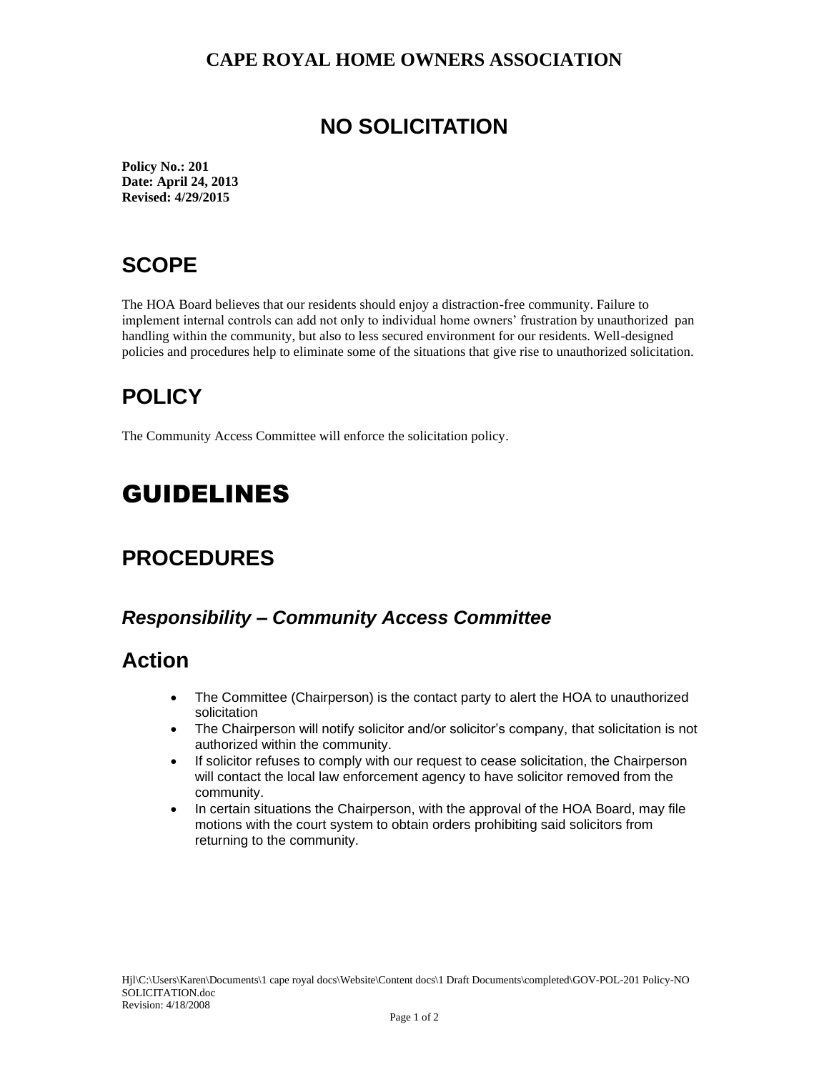**CAPE ROYAL HOME OWNERS ASSOCIATION**

# NO SOLICITATION

**Policy No.: 201**
**Date: April 24, 2013**
**Revised: 4/29/2015**

## SCOPE

The HOA Board believes that our residents should enjoy a distraction-free community. Failure to implement internal controls can add not only to individual home owners' frustration by unauthorized pan handling within the community, but also to less secured environment for our residents. Well-designed policies and procedures help to eliminate some of the situations that give rise to unauthorized solicitation.

## POLICY

The Community Access Committee will enforce the solicitation policy.

# GUIDELINES

## PROCEDURES

### *Responsibility – Community Access Committee*

## Action

- The Committee (Chairperson) is the contact party to alert the HOA to unauthorized solicitation
- The Chairperson will notify solicitor and/or solicitor's company, that solicitation is not authorized within the community.
- If solicitor refuses to comply with our request to cease solicitation, the Chairperson will contact the local law enforcement agency to have solicitor removed from the community.
- In certain situations the Chairperson, with the approval of the HOA Board, may file motions with the court system to obtain orders prohibiting said solicitors from returning to the community.

Hjl\C:\Users\Karen\Documents\1 cape royal docs\Website\Content docs\1 Draft Documents\completed\GOV-POL-201 Policy-NO SOLICITATION.doc
Revision: 4/18/2008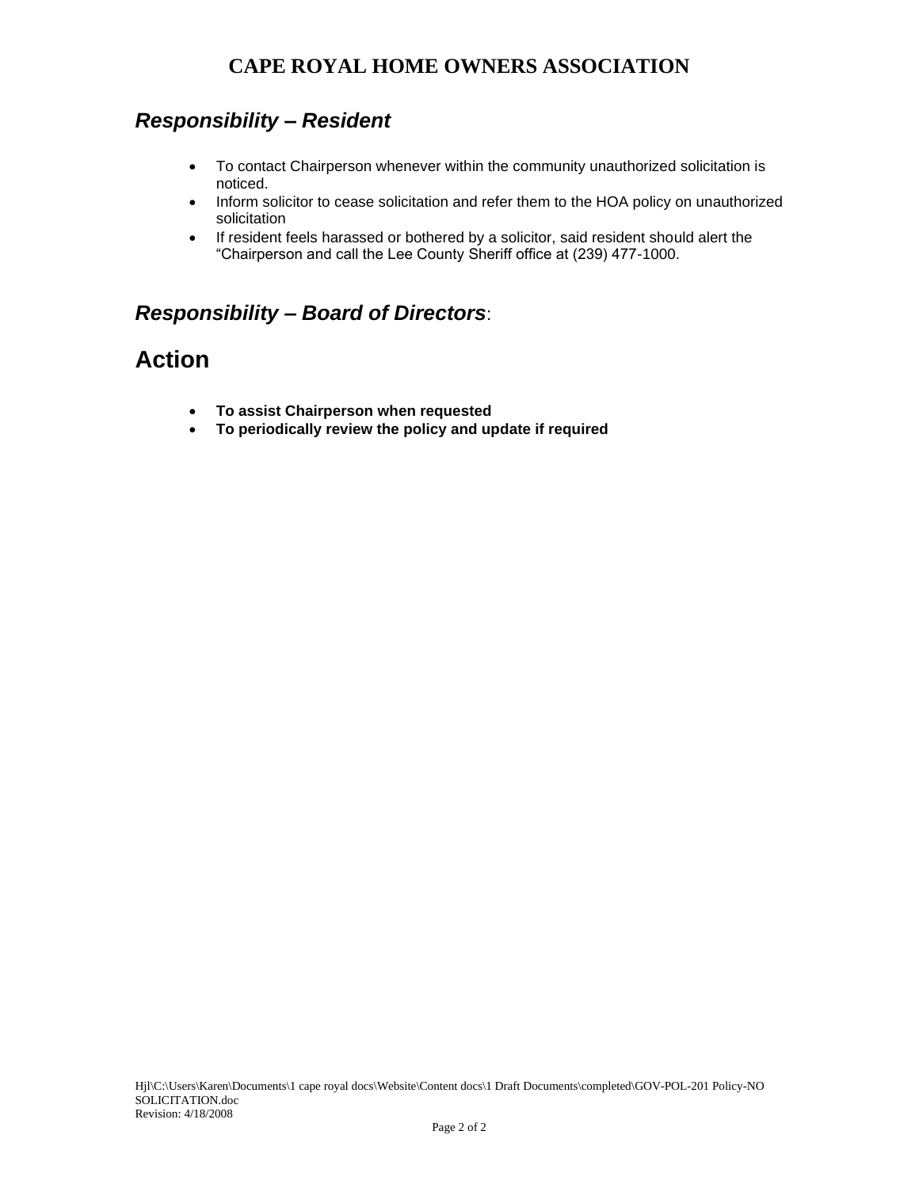# CAPE ROYAL HOME OWNERS ASSOCIATION

## *Responsibility – Resident*

- To contact Chairperson whenever within the community unauthorized solicitation is noticed.
- Inform solicitor to cease solicitation and refer them to the HOA policy on unauthorized solicitation
- If resident feels harassed or bothered by a solicitor, said resident should alert the "Chairperson and call the Lee County Sheriff office at (239) 477-1000.

## *Responsibility – Board of Directors*:

## Action

- **To assist Chairperson when requested**
- **To periodically review the policy and update if required**

Hjl\C:\Users\Karen\Documents\1 cape royal docs\Website\Content docs\1 Draft Documents\completed\GOV-POL-201 Policy-NO SOLICITATION.doc
Revision: 4/18/2008